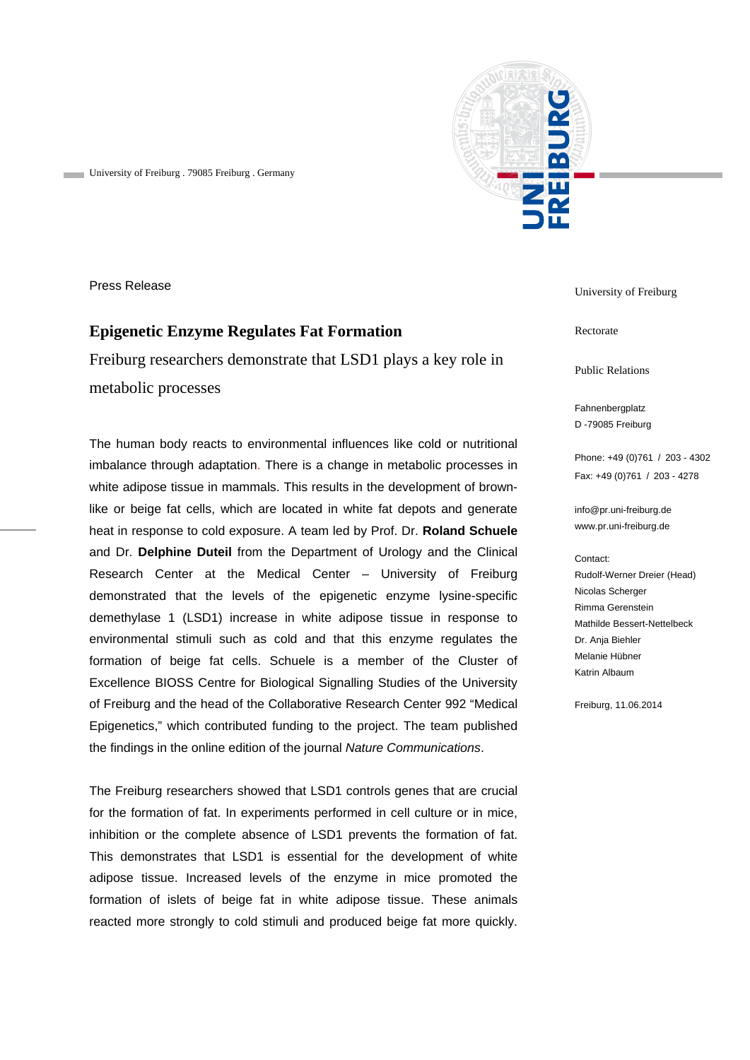University of Freiburg . 79085 Freiburg . Germany

Press Release

# Epigenetic Enzyme Regulates Fat Formation

Freiburg researchers demonstrate that LSD1 plays a key role in metabolic processes

The human body reacts to environmental influences like cold or nutritional imbalance through adaptation. There is a change in metabolic processes in white adipose tissue in mammals. This results in the development of brown-like or beige fat cells, which are located in white fat depots and generate heat in response to cold exposure. A team led by Prof. Dr. **Roland Schuele** and Dr. **Delphine Duteil** from the Department of Urology and the Clinical Research Center at the Medical Center – University of Freiburg demonstrated that the levels of the epigenetic enzyme lysine-specific demethylase 1 (LSD1) increase in white adipose tissue in response to environmental stimuli such as cold and that this enzyme regulates the formation of beige fat cells. Schuele is a member of the Cluster of Excellence BIOSS Centre for Biological Signalling Studies of the University of Freiburg and the head of the Collaborative Research Center 992 "Medical Epigenetics," which contributed funding to the project. The team published the findings in the online edition of the journal *Nature Communications*.

The Freiburg researchers showed that LSD1 controls genes that are crucial for the formation of fat. In experiments performed in cell culture or in mice, inhibition or the complete absence of LSD1 prevents the formation of fat. This demonstrates that LSD1 is essential for the development of white adipose tissue. Increased levels of the enzyme in mice promoted the formation of islets of beige fat in white adipose tissue. These animals reacted more strongly to cold stimuli and produced beige fat more quickly.

University of Freiburg

Rectorate

Public Relations

Fahnenbergplatz
D -79085 Freiburg

Phone: +49 (0)761 / 203 - 4302
Fax: +49 (0)761 / 203 - 4278

info@pr.uni-freiburg.de
www.pr.uni-freiburg.de

Contact:
Rudolf-Werner Dreier (Head)
Nicolas Scherger
Rimma Gerenstein
Mathilde Bessert-Nettelbeck
Dr. Anja Biehler
Melanie Hübner
Katrin Albaum

Freiburg, 11.06.2014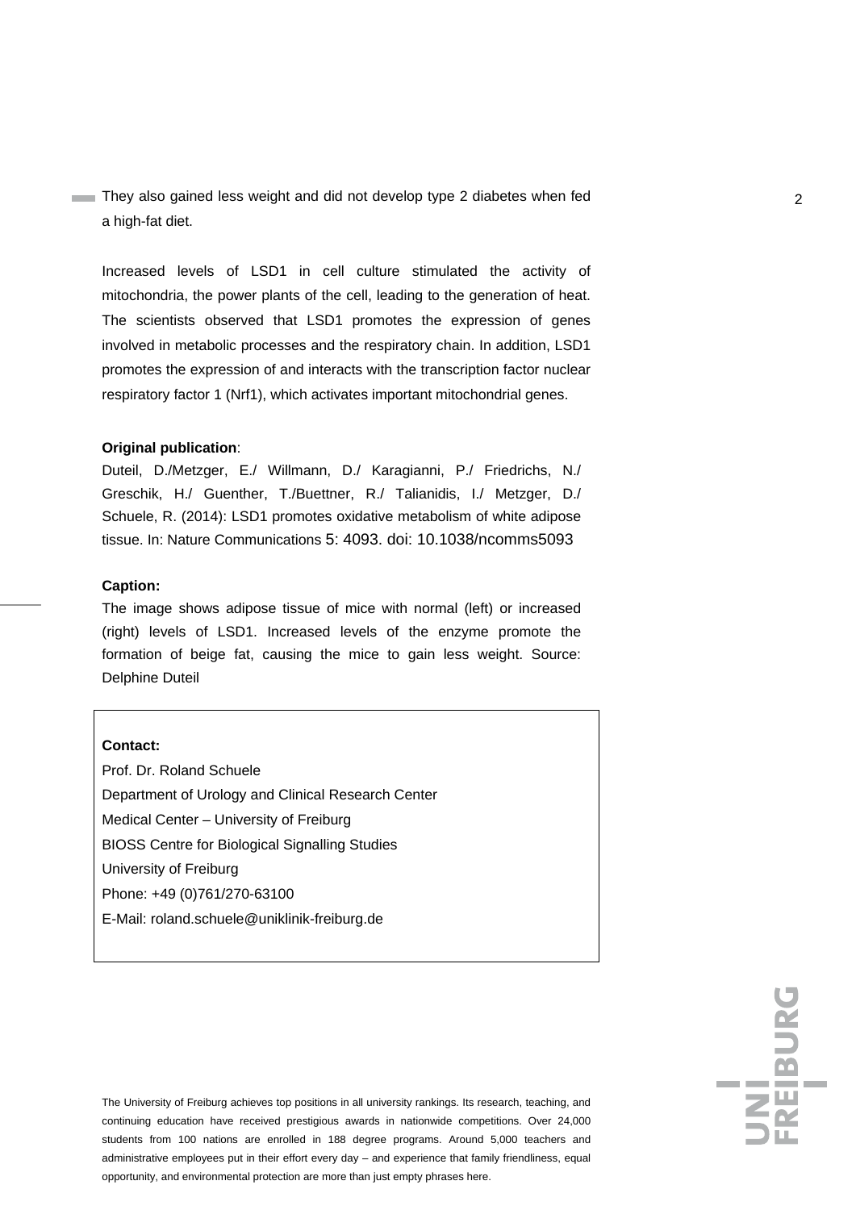They also gained less weight and did not develop type 2 diabetes when fed a high-fat diet.

Increased levels of LSD1 in cell culture stimulated the activity of mitochondria, the power plants of the cell, leading to the generation of heat. The scientists observed that LSD1 promotes the expression of genes involved in metabolic processes and the respiratory chain. In addition, LSD1 promotes the expression of and interacts with the transcription factor nuclear respiratory factor 1 (Nrf1), which activates important mitochondrial genes.

**Original publication**:

Duteil, D./Metzger, E./ Willmann, D./ Karagianni, P./ Friedrichs, N./ Greschik, H./ Guenther, T./Buettner, R./ Talianidis, I./ Metzger, D./ Schuele, R. (2014): LSD1 promotes oxidative metabolism of white adipose tissue. In: Nature Communications 5: 4093. doi: 10.1038/ncomms5093

**Caption:**

The image shows adipose tissue of mice with normal (left) or increased (right) levels of LSD1. Increased levels of the enzyme promote the formation of beige fat, causing the mice to gain less weight. Source: Delphine Duteil

**Contact:**

Prof. Dr. Roland Schuele
Department of Urology and Clinical Research Center
Medical Center – University of Freiburg
BIOSS Centre for Biological Signalling Studies
University of Freiburg
Phone: +49 (0)761/270-63100
E-Mail: roland.schuele@uniklinik-freiburg.de

The University of Freiburg achieves top positions in all university rankings. Its research, teaching, and continuing education have received prestigious awards in nationwide competitions. Over 24,000 students from 100 nations are enrolled in 188 degree programs. Around 5,000 teachers and administrative employees put in their effort every day – and experience that family friendliness, equal opportunity, and environmental protection are more than just empty phrases here.

UNI FREIBURG